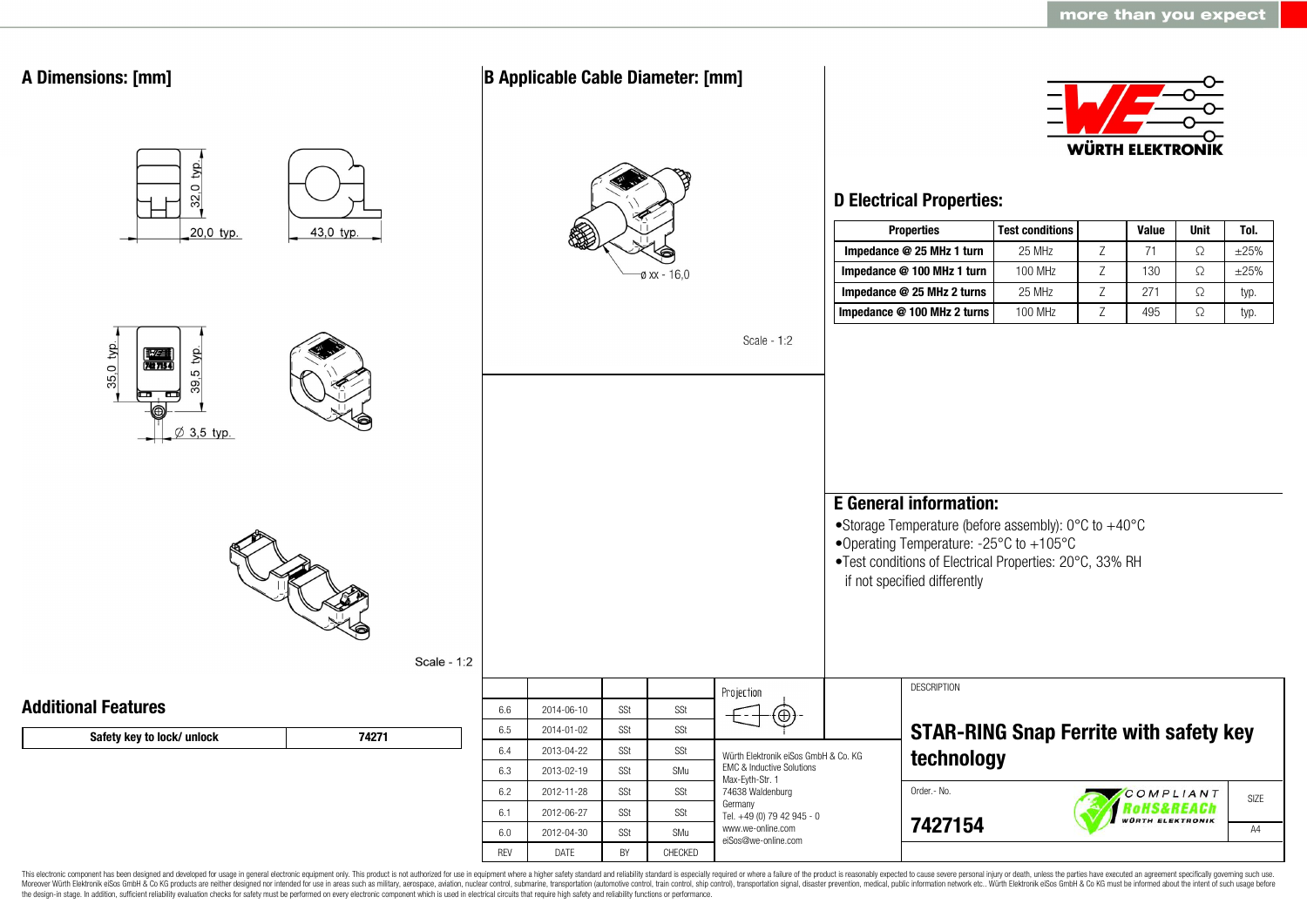more than you expect

## A Dimensions: [mm]

32,0 typ.

20,0 typ.

43,0 typ.

35,0 typ.

39,5 typ.

∅ 3,5 typ.

Scale - 1:2

## B Applicable Cable Diameter: [mm]

ø xx - 16,0

Scale - 1:2

WÜRTH ELEKTRONIK

## D Electrical Properties:

| Properties | Test conditions | | Value | Unit | Tol. |
|---|---|---|---|---|---|
| Impedance @ 25 MHz 1 turn | 25 MHz | Z | 71 | Ω | ±25% |
| Impedance @ 100 MHz 1 turn | 100 MHz | Z | 130 | Ω | ±25% |
| Impedance @ 25 MHz 2 turns | 25 MHz | Z | 271 | Ω | typ. |
| Impedance @ 100 MHz 2 turns | 100 MHz | Z | 495 | Ω | typ. |

## E General information:

- Storage Temperature (before assembly): 0°C to +40°C
- Operating Temperature: -25°C to +105°C
- Test conditions of Electrical Properties: 20°C, 33% RH if not specified differently

## Additional Features

| Safety key to lock/ unlock | 74271 |
|---|---|

| REV | DATE | BY | CHECKED |
|---|---|---|---|
| 6.6 | 2014-06-10 | SSt | SSt |
| 6.5 | 2014-01-02 | SSt | SSt |
| 6.4 | 2013-04-22 | SSt | SSt |
| 6.3 | 2013-02-19 | SSt | SMu |
| 6.2 | 2012-11-28 | SSt | SSt |
| 6.1 | 2012-06-27 | SSt | SSt |
| 6.0 | 2012-04-30 | SSt | SMu |

Projection

Würth Elektronik eiSos GmbH & Co. KG
EMC & Inductive Solutions
Max-Eyth-Str. 1
74638 Waldenburg
Germany
Tel. +49 (0) 79 42 945 - 0
www.we-online.com
eiSos@we-online.com

DESCRIPTION

**STAR-RING Snap Ferrite with safety key technology**

Order.- No.

**7427154**

COMPLIANT RoHS&REACh WÜRTH ELEKTRONIK

SIZE A4

This electronic component has been designed and developed for usage in general electronic equipment only. This product is not authorized for use in equipment where a higher safety standard and reliability standard is especially required or where a failure of the product is reasonably expected to cause severe personal injury or death, unless the parties have executed an agreement specifically governing such use. Moreover Würth Elektronik eiSos GmbH & Co KG products are neither designed nor intended for use in areas such as military, aerospace, aviation, nuclear control, submarine, transportation (automotive control, train control, ship control), transportation signal, disaster prevention, medical, public information network etc.. Würth Elektronik eiSos GmbH & Co KG must be informed about the intent of such usage before the design-in stage. In addition, sufficient reliability evaluation checks for safety must be performed on every electronic component which is used in electrical circuits that require high safety and reliability functions or performance.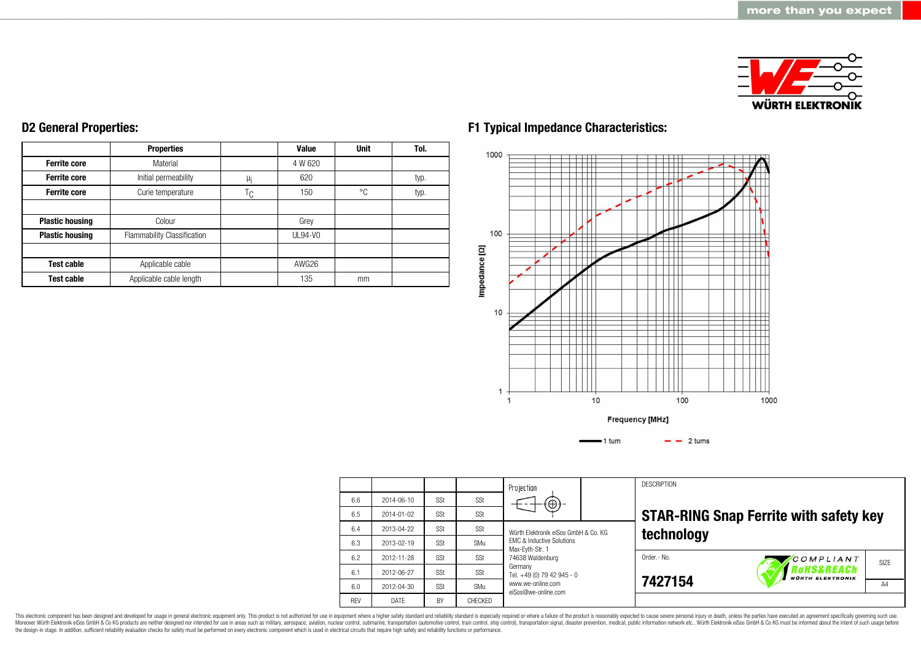## D2 General Properties:

| | Properties | | Value | Unit | Tol. |
|---|---|---|---|---|---|
| **Ferrite core** | Material | | 4 W 620 | | |
| **Ferrite core** | Initial permeability | $\mu_i$ | 620 | | typ. |
| **Ferrite core** | Curie temperature | $T_C$ | 150 | °C | typ. |
| | | | | | |
| **Plastic housing** | Colour | | Grey | | |
| **Plastic housing** | Flammability Classification | | UL94-V0 | | |
| | | | | | |
| **Test cable** | Applicable cable | | AWG26 | | |
| **Test cable** | Applicable cable length | | 135 | mm | |

## F1 Typical Impedance Characteristics:

Impedance [Ω]

Frequency [MHz]

1 turn — 2 turns

| | | | | Projection | | DESCRIPTION |
|---|---|---|---|---|---|---|
| 6.6 | 2014-06-10 | SSt | SSt | | | **STAR-RING Snap Ferrite with safety key technology** |
| 6.5 | 2014-01-02 | SSt | SSt | | | |
| 6.4 | 2013-04-22 | SSt | SSt | Würth Elektronik eiSos GmbH & Co. KG EMC & Inductive Solutions Max-Eyth-Str. 1 74638 Waldenburg Germany Tel. +49 (0) 79 42 945 - 0 www.we-online.com eiSos@we-online.com | | Order.- No. **7427154** |
| 6.3 | 2013-02-19 | SSt | SMu | | | SIZE A4 |
| 6.2 | 2012-11-28 | SSt | SSt | | | |
| 6.1 | 2012-06-27 | SSt | SSt | | | |
| 6.0 | 2012-04-30 | SSt | SMu | | | |
| REV | DATE | BY | CHECKED | | | |

This electronic component has been designed and developed for usage in general electronic equipment only. This product is not authorized for use in equipment where a higher safety standard and reliability standard is especially required or where a failure of the product is reasonably expected to cause severe personal injury or death, unless the parties have executed an agreement specifically governing such use. Moreover Würth Elektronik eiSos GmbH & Co KG products are neither designed nor intended for use in areas such as military, aerospace, aviation, nuclear control, submarine, transportation (automotive control, train control, ship control), transportation signal, disaster prevention, medical, public information network etc.. Würth Elektronik eiSos GmbH & Co KG must be informed about the intent of such usage before the design-in stage. In addition, sufficient reliability evaluation checks for safety must be performed on every electronic component which is used in electrical circuits that require high safety and reliability functions or performance.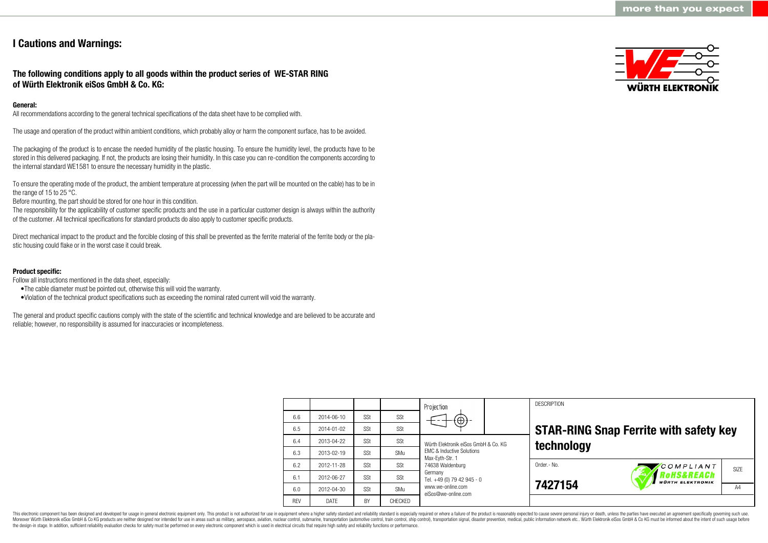# I Cautions and Warnings:

## The following conditions apply to all goods within the product series of WE-STAR RING of Würth Elektronik eiSos GmbH & Co. KG:

**General:**

All recommendations according to the general technical specifications of the data sheet have to be complied with.

The usage and operation of the product within ambient conditions, which probably alloy or harm the component surface, has to be avoided.

The packaging of the product is to encase the needed humidity of the plastic housing. To ensure the humidity level, the products have to be stored in this delivered packaging. If not, the products are losing their humidity. In this case you can re-condition the components according to the internal standard WE1581 to ensure the necessary humidity in the plastic.

To ensure the operating mode of the product, the ambient temperature at processing (when the part will be mounted on the cable) has to be in the range of 15 to 25 °C.

Before mounting, the part should be stored for one hour in this condition.

The responsibility for the applicability of customer specific products and the use in a particular customer design is always within the authority of the customer. All technical specifications for standard products do also apply to customer specific products.

Direct mechanical impact to the product and the forcible closing of this shall be prevented as the ferrite material of the ferrite body or the plastic housing could flake or in the worst case it could break.

**Product specific:**

Follow all instructions mentioned in the data sheet, especially:

- The cable diameter must be pointed out, otherwise this will void the warranty.
- Violation of the technical product specifications such as exceeding the nominal rated current will void the warranty.

The general and product specific cautions comply with the state of the scientific and technical knowledge and are believed to be accurate and reliable; however, no responsibility is assumed for inaccuracies or incompleteness.

| | | | |
|---|---|---|---|
| 6.6 | 2014-06-10 | SSt | SSt |
| 6.5 | 2014-01-02 | SSt | SSt |
| 6.4 | 2013-04-22 | SSt | SSt |
| 6.3 | 2013-02-19 | SSt | SMu |
| 6.2 | 2012-11-28 | SSt | SSt |
| 6.1 | 2012-06-27 | SSt | SSt |
| 6.0 | 2012-04-30 | SSt | SMu |
| REV | DATE | BY | CHECKED |

Projection

Würth Elektronik eiSos GmbH & Co. KG
EMC & Inductive Solutions
Max-Eyth-Str. 1
74638 Waldenburg
Germany
Tel. +49 (0) 79 42 945 - 0
www.we-online.com
eiSos@we-online.com

DESCRIPTION

**STAR-RING Snap Ferrite with safety key technology**

Order.- No.

**7427154**

COMPLIANT RoHS&REACh WÜRTH ELEKTRONIK

SIZE A4

This electronic component has been designed and developed for usage in general electronic equipment only. This product is not authorized for use in equipment where a higher safety standard and reliability standard is especially required or where a failure of the product is reasonably expected to cause severe personal injury or death, unless the parties have executed an agreement specifically governing such use. Moreover Würth Elektronik eiSos GmbH & Co KG products are neither designed nor intended for use in areas such as military, aerospace, aviation, nuclear control, submarine, transportation (automotive control, train control, ship control), transportation signal, disaster prevention, medical, public information network etc.. Würth Elektronik eiSos GmbH & Co KG must be informed about the intent of such usage before the design-in stage. In addition, sufficient reliability evaluation checks for safety must be performed on every electronic component which is used in electrical circuits that require high safety and reliability functions or performance.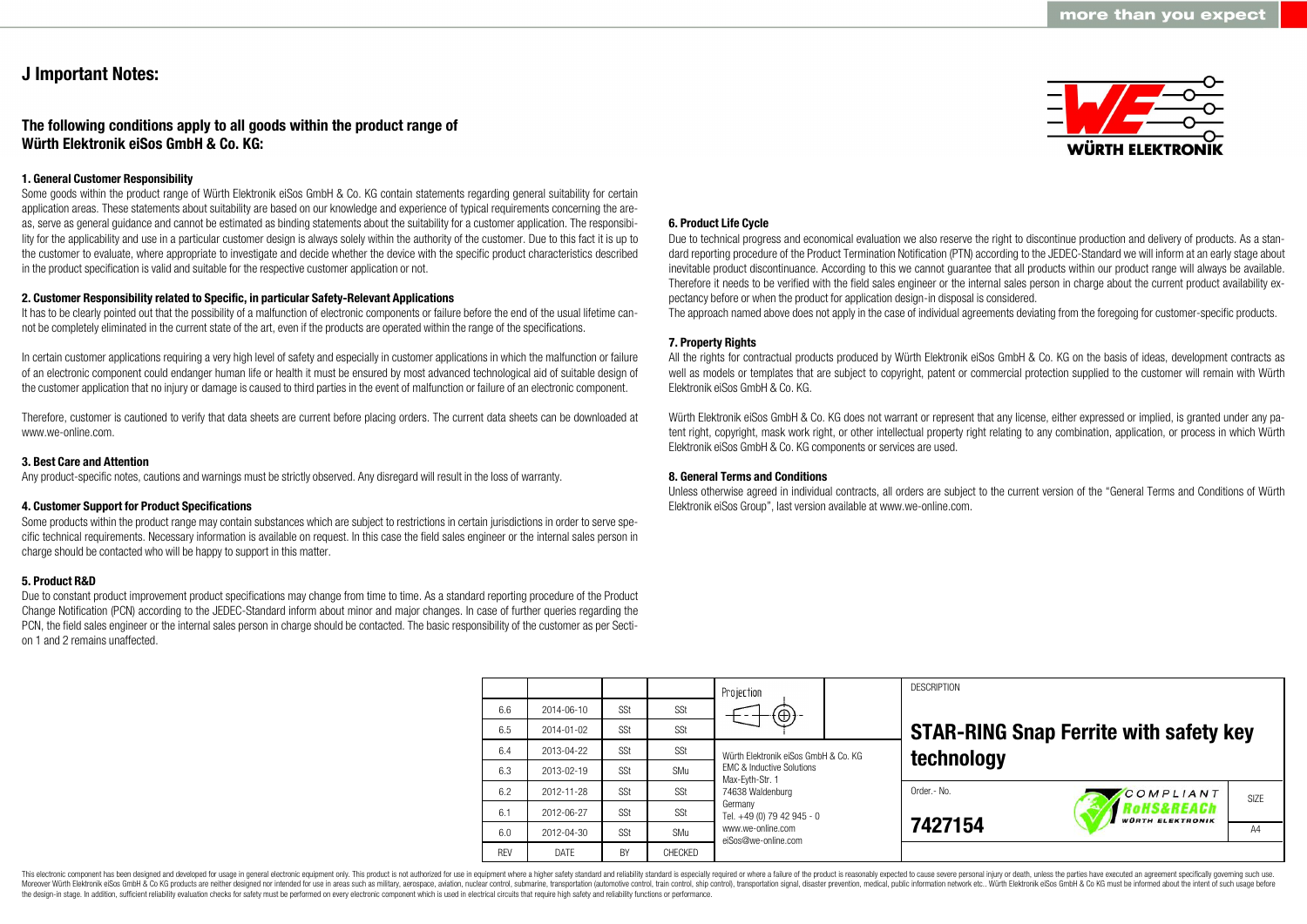## J Important Notes:

### The following conditions apply to all goods within the product range of Würth Elektronik eiSos GmbH & Co. KG:

**1. General Customer Responsibility**

Some goods within the product range of Würth Elektronik eiSos GmbH & Co. KG contain statements regarding general suitability for certain application areas. These statements about suitability are based on our knowledge and experience of typical requirements concerning the areas, serve as general guidance and cannot be estimated as binding statements about the suitability for a customer application. The responsibility for the applicability and use in a particular customer design is always solely within the authority of the customer. Due to this fact it is up to the customer to evaluate, where appropriate to investigate and decide whether the device with the specific product characteristics described in the product specification is valid and suitable for the respective customer application or not.

**2. Customer Responsibility related to Specific, in particular Safety-Relevant Applications**

It has to be clearly pointed out that the possibility of a malfunction of electronic components or failure before the end of the usual lifetime cannot be completely eliminated in the current state of the art, even if the products are operated within the range of the specifications.

In certain customer applications requiring a very high level of safety and especially in customer applications in which the malfunction or failure of an electronic component could endanger human life or health it must be ensured by most advanced technological aid of suitable design of the customer application that no injury or damage is caused to third parties in the event of malfunction or failure of an electronic component.

Therefore, customer is cautioned to verify that data sheets are current before placing orders. The current data sheets can be downloaded at www.we-online.com.

**3. Best Care and Attention**

Any product-specific notes, cautions and warnings must be strictly observed. Any disregard will result in the loss of warranty.

**4. Customer Support for Product Specifications**

Some products within the product range may contain substances which are subject to restrictions in certain jurisdictions in order to serve specific technical requirements. Necessary information is available on request. In this case the field sales engineer or the internal sales person in charge should be contacted who will be happy to support in this matter.

**5. Product R&D**

Due to constant product improvement product specifications may change from time to time. As a standard reporting procedure of the Product Change Notification (PCN) according to the JEDEC-Standard inform about minor and major changes. In case of further queries regarding the PCN, the field sales engineer or the internal sales person in charge should be contacted. The basic responsibility of the customer as per Section 1 and 2 remains unaffected.

**6. Product Life Cycle**

Due to technical progress and economical evaluation we also reserve the right to discontinue production and delivery of products. As a standard reporting procedure of the Product Termination Notification (PTN) according to the JEDEC-Standard we will inform at an early stage about inevitable product discontinuance. According to this we cannot guarantee that all products within our product range will always be available. Therefore it needs to be verified with the field sales engineer or the internal sales person in charge about the current product availability expectancy before or when the product for application design-in disposal is considered.

The approach named above does not apply in the case of individual agreements deviating from the foregoing for customer-specific products.

**7. Property Rights**

All the rights for contractual products produced by Würth Elektronik eiSos GmbH & Co. KG on the basis of ideas, development contracts as well as models or templates that are subject to copyright, patent or commercial protection supplied to the customer will remain with Würth Elektronik eiSos GmbH & Co. KG.

Würth Elektronik eiSos GmbH & Co. KG does not warrant or represent that any license, either expressed or implied, is granted under any patent right, copyright, mask work right, or other intellectual property right relating to any combination, application, or process in which Würth Elektronik eiSos GmbH & Co. KG components or services are used.

**8. General Terms and Conditions**

Unless otherwise agreed in individual contracts, all orders are subject to the current version of the "General Terms and Conditions of Würth Elektronik eiSos Group", last version available at www.we-online.com.

| REV | DATE | BY | CHECKED |
|---|---|---|---|
| 6.6 | 2014-06-10 | SSt | SSt |
| 6.5 | 2014-01-02 | SSt | SSt |
| 6.4 | 2013-04-22 | SSt | SSt |
| 6.3 | 2013-02-19 | SSt | SMu |
| 6.2 | 2012-11-28 | SSt | SSt |
| 6.1 | 2012-06-27 | SSt | SSt |
| 6.0 | 2012-04-30 | SSt | SMu |

Projection

Würth Elektronik eiSos GmbH & Co. KG
EMC & Inductive Solutions
Max-Eyth-Str. 1
74638 Waldenburg
Germany
Tel. +49 (0) 79 42 945 - 0
www.we-online.com
eiSos@we-online.com

DESCRIPTION

**STAR-RING Snap Ferrite with safety key technology**

Order.- No. **7427154**

COMPLIANT RoHS&REACh WÜRTH ELEKTRONIK

SIZE A4

This electronic component has been designed and developed for usage in general electronic equipment only. This product is not authorized for use in equipment where a higher safety standard and reliability standard is especially required or where a failure of the product is reasonably expected to cause severe personal injury or death, unless the parties have executed an agreement specifically governing such use. Moreover Würth Elektronik eiSos GmbH & Co KG products are neither designed nor intended for use in areas such as military, aerospace, aviation, nuclear control, submarine, transportation (automotive control, train control, ship control), transportation signal, disaster prevention, medical, public information network etc.. Würth Elektronik eiSos GmbH & Co KG must be informed about the intent of such usage before the design-in stage. In addition, sufficient reliability evaluation checks for safety must be performed on every electronic component which is used in electrical circuits that require high safety and reliability functions or performance.